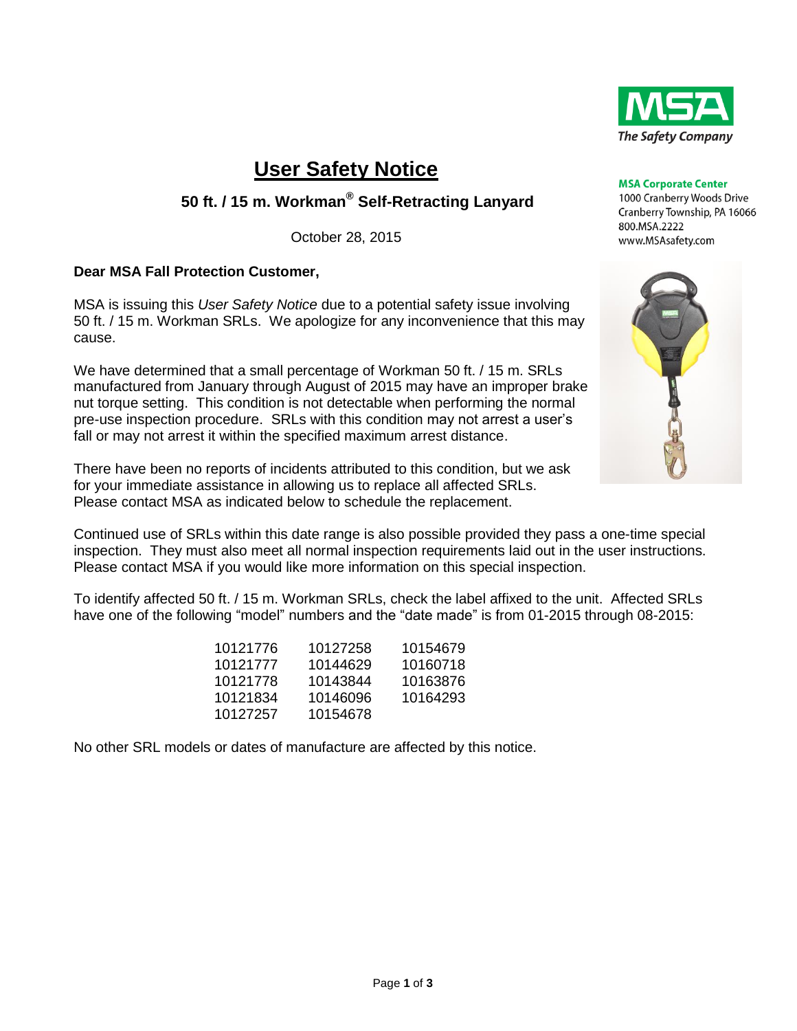MSA

The Safety Company

**MSA Corporate Center**
1000 Cranberry Woods Drive
Cranberry Township, PA 16066
800.MSA.2222
www.MSAsafety.com

# User Safety Notice

## 50 ft. / 15 m. Workman® Self-Retracting Lanyard

October 28, 2015

**Dear MSA Fall Protection Customer,**

MSA is issuing this *User Safety Notice* due to a potential safety issue involving 50 ft. / 15 m. Workman SRLs. We apologize for any inconvenience that this may cause.

We have determined that a small percentage of Workman 50 ft. / 15 m. SRLs manufactured from January through August of 2015 may have an improper brake nut torque setting. This condition is not detectable when performing the normal pre-use inspection procedure. SRLs with this condition may not arrest a user's fall or may not arrest it within the specified maximum arrest distance.

There have been no reports of incidents attributed to this condition, but we ask for your immediate assistance in allowing us to replace all affected SRLs. Please contact MSA as indicated below to schedule the replacement.

Continued use of SRLs within this date range is also possible provided they pass a one-time special inspection. They must also meet all normal inspection requirements laid out in the user instructions. Please contact MSA if you would like more information on this special inspection.

To identify affected 50 ft. / 15 m. Workman SRLs, check the label affixed to the unit. Affected SRLs have one of the following "model" numbers and the "date made" is from 01-2015 through 08-2015:

| | | |
|---|---|---|
| 10121776 | 10127258 | 10154679 |
| 10121777 | 10144629 | 10160718 |
| 10121778 | 10143844 | 10163876 |
| 10121834 | 10146096 | 10164293 |
| 10127257 | 10154678 | |

No other SRL models or dates of manufacture are affected by this notice.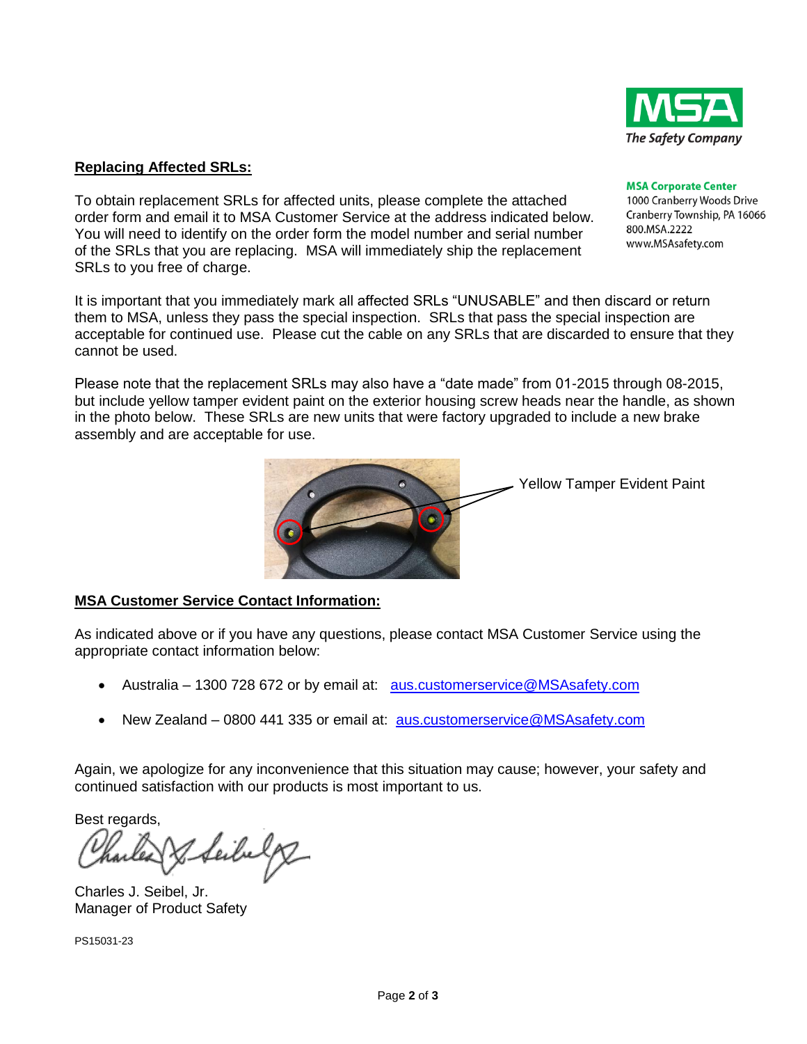**MSA The Safety Company**

**MSA Corporate Center**
1000 Cranberry Woods Drive
Cranberry Township, PA 16066
800.MSA.2222
www.MSAsafety.com

## Replacing Affected SRLs:

To obtain replacement SRLs for affected units, please complete the attached order form and email it to MSA Customer Service at the address indicated below. You will need to identify on the order form the model number and serial number of the SRLs that you are replacing. MSA will immediately ship the replacement SRLs to you free of charge.

It is important that you immediately mark all affected SRLs "UNUSABLE" and then discard or return them to MSA, unless they pass the special inspection. SRLs that pass the special inspection are acceptable for continued use. Please cut the cable on any SRLs that are discarded to ensure that they cannot be used.

Please note that the replacement SRLs may also have a "date made" from 01-2015 through 08-2015, but include yellow tamper evident paint on the exterior housing screw heads near the handle, as shown in the photo below. These SRLs are new units that were factory upgraded to include a new brake assembly and are acceptable for use.

Yellow Tamper Evident Paint

## MSA Customer Service Contact Information:

As indicated above or if you have any questions, please contact MSA Customer Service using the appropriate contact information below:

- Australia – 1300 728 672 or by email at: aus.customerservice@MSAsafety.com
- New Zealand – 0800 441 335 or email at: aus.customerservice@MSAsafety.com

Again, we apologize for any inconvenience that this situation may cause; however, your safety and continued satisfaction with our products is most important to us.

Best regards,

Charles J. Seibel, Jr.
Manager of Product Safety

PS15031-23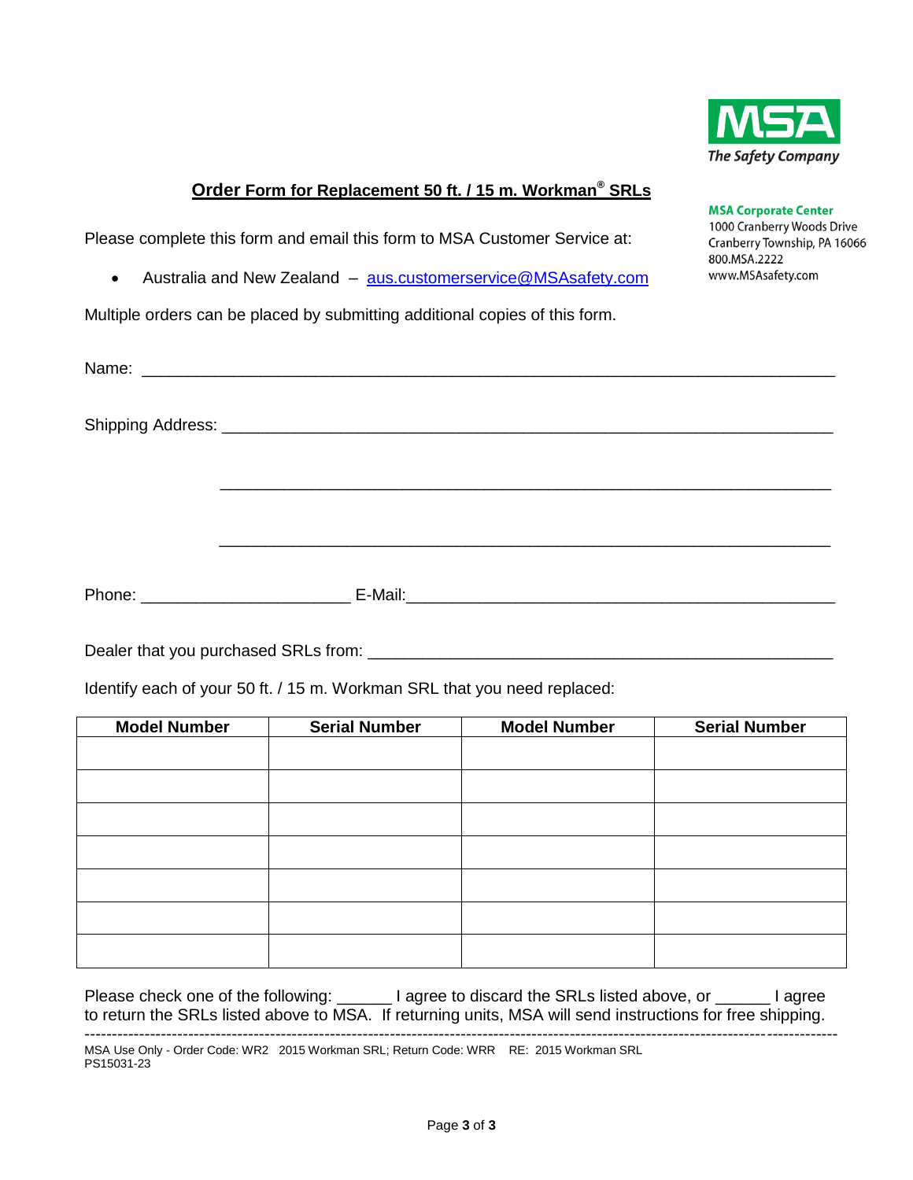MSA The Safety Company

**MSA Corporate Center**
1000 Cranberry Woods Drive
Cranberry Township, PA 16066
800.MSA.2222
www.MSAsafety.com

# Order Form for Replacement 50 ft. / 15 m. Workman® SRLs

Please complete this form and email this form to MSA Customer Service at:

- Australia and New Zealand – aus.customerservice@MSAsafety.com

Multiple orders can be placed by submitting additional copies of this form.

Name: ______________________________________________________________________

Shipping Address: ______________________________________________________________

______________________________________________________________

______________________________________________________________

Phone: ______________________ E-Mail:_____________________________________________

Dealer that you purchased SRLs from: ___________________________________________________

Identify each of your 50 ft. / 15 m. Workman SRL that you need replaced:

| Model Number | Serial Number | Model Number | Serial Number |
|---|---|---|---|
| | | | |
| | | | |
| | | | |
| | | | |
| | | | |
| | | | |
| | | | |

Please check one of the following: ______ I agree to discard the SRLs listed above, or ______ I agree to return the SRLs listed above to MSA. If returning units, MSA will send instructions for free shipping.

---

MSA Use Only - Order Code: WR2 2015 Workman SRL; Return Code: WRR RE: 2015 Workman SRL
PS15031-23